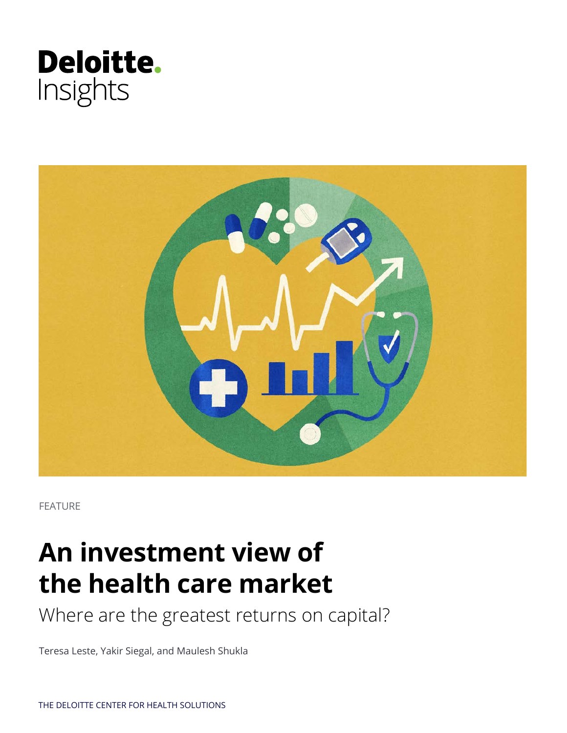Deloitte.
Insights

FEATURE

# An investment view of the health care market

## Where are the greatest returns on capital?

Teresa Leste, Yakir Siegal, and Maulesh Shukla

THE DELOITTE CENTER FOR HEALTH SOLUTIONS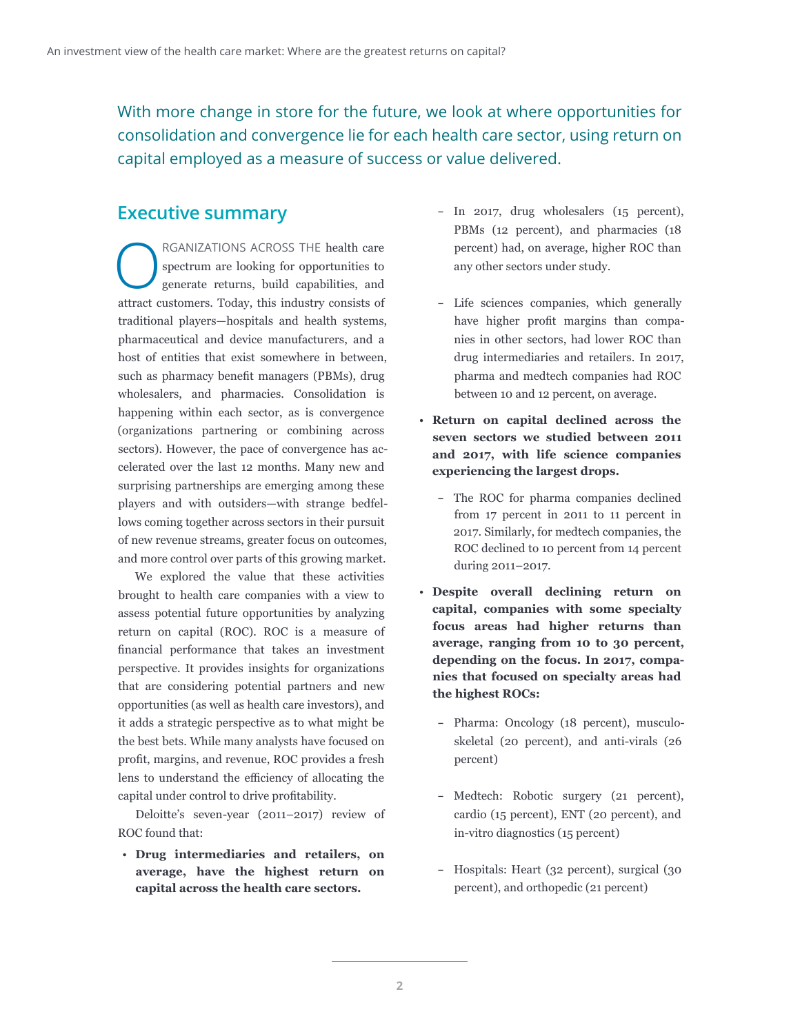With more change in store for the future, we look at where opportunities for consolidation and convergence lie for each health care sector, using return on capital employed as a measure of success or value delivered.

## Executive summary

ORGANIZATIONS ACROSS THE health care spectrum are looking for opportunities to generate returns, build capabilities, and attract customers. Today, this industry consists of traditional players—hospitals and health systems, pharmaceutical and device manufacturers, and a host of entities that exist somewhere in between, such as pharmacy benefit managers (PBMs), drug wholesalers, and pharmacies. Consolidation is happening within each sector, as is convergence (organizations partnering or combining across sectors). However, the pace of convergence has accelerated over the last 12 months. Many new and surprising partnerships are emerging among these players and with outsiders—with strange bedfellows coming together across sectors in their pursuit of new revenue streams, greater focus on outcomes, and more control over parts of this growing market.

We explored the value that these activities brought to health care companies with a view to assess potential future opportunities by analyzing return on capital (ROC). ROC is a measure of financial performance that takes an investment perspective. It provides insights for organizations that are considering potential partners and new opportunities (as well as health care investors), and it adds a strategic perspective as to what might be the best bets. While many analysts have focused on profit, margins, and revenue, ROC provides a fresh lens to understand the efficiency of allocating the capital under control to drive profitability.

Deloitte's seven-year (2011–2017) review of ROC found that:

- **Drug intermediaries and retailers, on average, have the highest return on capital across the health care sectors.**
  - In 2017, drug wholesalers (15 percent), PBMs (12 percent), and pharmacies (18 percent) had, on average, higher ROC than any other sectors under study.
  - Life sciences companies, which generally have higher profit margins than companies in other sectors, had lower ROC than drug intermediaries and retailers. In 2017, pharma and medtech companies had ROC between 10 and 12 percent, on average.
- **Return on capital declined across the seven sectors we studied between 2011 and 2017, with life science companies experiencing the largest drops.**
  - The ROC for pharma companies declined from 17 percent in 2011 to 11 percent in 2017. Similarly, for medtech companies, the ROC declined to 10 percent from 14 percent during 2011–2017.
- **Despite overall declining return on capital, companies with some specialty focus areas had higher returns than average, ranging from 10 to 30 percent, depending on the focus. In 2017, companies that focused on specialty areas had the highest ROCs:**
  - Pharma: Oncology (18 percent), musculoskeletal (20 percent), and anti-virals (26 percent)
  - Medtech: Robotic surgery (21 percent), cardio (15 percent), ENT (20 percent), and in-vitro diagnostics (15 percent)
  - Hospitals: Heart (32 percent), surgical (30 percent), and orthopedic (21 percent)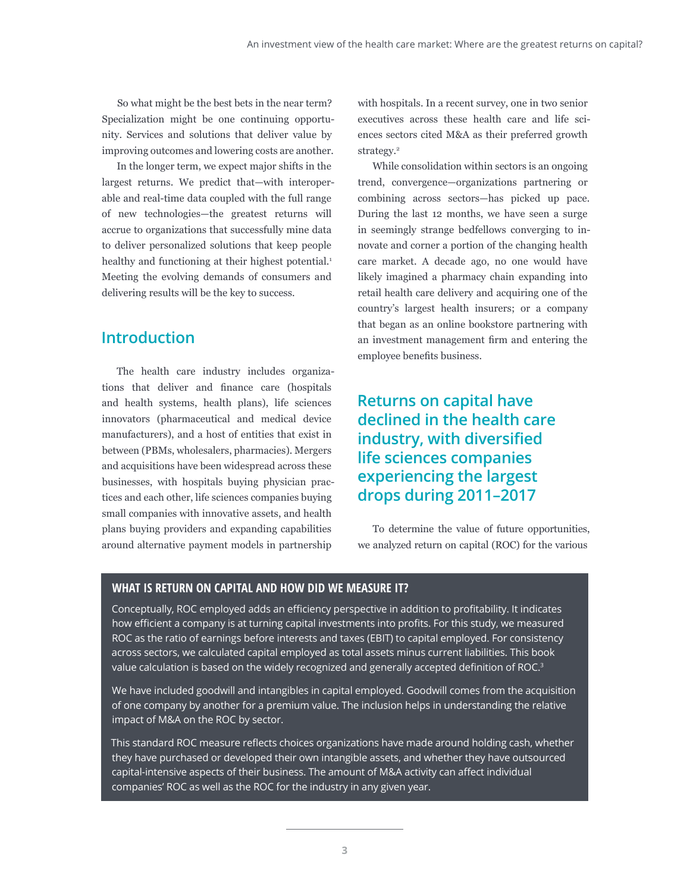So what might be the best bets in the near term? Specialization might be one continuing opportunity. Services and solutions that deliver value by improving outcomes and lowering costs are another.

In the longer term, we expect major shifts in the largest returns. We predict that—with interoperable and real-time data coupled with the full range of new technologies—the greatest returns will accrue to organizations that successfully mine data to deliver personalized solutions that keep people healthy and functioning at their highest potential.[1] Meeting the evolving demands of consumers and delivering results will be the key to success.

## Introduction

The health care industry includes organizations that deliver and finance care (hospitals and health systems, health plans), life sciences innovators (pharmaceutical and medical device manufacturers), and a host of entities that exist in between (PBMs, wholesalers, pharmacies). Mergers and acquisitions have been widespread across these businesses, with hospitals buying physician practices and each other, life sciences companies buying small companies with innovative assets, and health plans buying providers and expanding capabilities around alternative payment models in partnership with hospitals. In a recent survey, one in two senior executives across these health care and life sciences sectors cited M&A as their preferred growth strategy.[2]

While consolidation within sectors is an ongoing trend, convergence—organizations partnering or combining across sectors—has picked up pace. During the last 12 months, we have seen a surge in seemingly strange bedfellows converging to innovate and corner a portion of the changing health care market. A decade ago, no one would have likely imagined a pharmacy chain expanding into retail health care delivery and acquiring one of the country's largest health insurers; or a company that began as an online bookstore partnering with an investment management firm and entering the employee benefits business.

## Returns on capital have declined in the health care industry, with diversified life sciences companies experiencing the largest drops during 2011–2017

To determine the value of future opportunities, we analyzed return on capital (ROC) for the various

### WHAT IS RETURN ON CAPITAL AND HOW DID WE MEASURE IT?

Conceptually, ROC employed adds an efficiency perspective in addition to profitability. It indicates how efficient a company is at turning capital investments into profits. For this study, we measured ROC as the ratio of earnings before interests and taxes (EBIT) to capital employed. For consistency across sectors, we calculated capital employed as total assets minus current liabilities. This book value calculation is based on the widely recognized and generally accepted definition of ROC.[3]

We have included goodwill and intangibles in capital employed. Goodwill comes from the acquisition of one company by another for a premium value. The inclusion helps in understanding the relative impact of M&A on the ROC by sector.

This standard ROC measure reflects choices organizations have made around holding cash, whether they have purchased or developed their own intangible assets, and whether they have outsourced capital-intensive aspects of their business. The amount of M&A activity can affect individual companies' ROC as well as the ROC for the industry in any given year.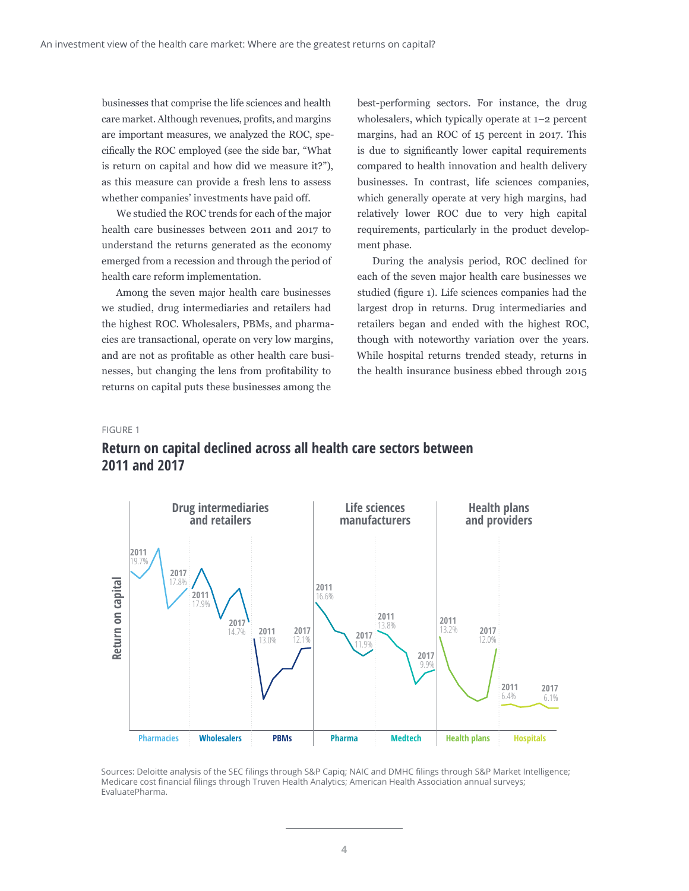businesses that comprise the life sciences and health care market. Although revenues, profits, and margins are important measures, we analyzed the ROC, specifically the ROC employed (see the side bar, "What is return on capital and how did we measure it?"), as this measure can provide a fresh lens to assess whether companies' investments have paid off.

We studied the ROC trends for each of the major health care businesses between 2011 and 2017 to understand the returns generated as the economy emerged from a recession and through the period of health care reform implementation.

Among the seven major health care businesses we studied, drug intermediaries and retailers had the highest ROC. Wholesalers, PBMs, and pharmacies are transactional, operate on very low margins, and are not as profitable as other health care businesses, but changing the lens from profitability to returns on capital puts these businesses among the best-performing sectors. For instance, the drug wholesalers, which typically operate at 1–2 percent margins, had an ROC of 15 percent in 2017. This is due to significantly lower capital requirements compared to health innovation and health delivery businesses. In contrast, life sciences companies, which generally operate at very high margins, had relatively lower ROC due to very high capital requirements, particularly in the product development phase.

During the analysis period, ROC declined for each of the seven major health care businesses we studied (figure 1). Life sciences companies had the largest drop in returns. Drug intermediaries and retailers began and ended with the highest ROC, though with noteworthy variation over the years. While hospital returns trended steady, returns in the health insurance business ebbed through 2015

FIGURE 1

## Return on capital declined across all health care sectors between 2011 and 2017

Return on capital

| | Sector | 2011 | 2017 |
|---|---|---|---|
| Drug intermediaries and retailers | Pharmacies | 19.7% | 17.8% |
| | Wholesalers | 17.9% | 14.7% |
| | PBMs | 13.0% | 12.1% |
| Life sciences manufacturers | Pharma | 16.6% | 11.9% |
| | Medtech | 13.8% | 9.9% |
| Health plans and providers | Health plans | 13.2% | 12.0% |
| | Hospitals | 6.4% | 6.1% |

Sources: Deloitte analysis of the SEC filings through S&P Capiq; NAIC and DMHC filings through S&P Market Intelligence; Medicare cost financial filings through Truven Health Analytics; American Health Association annual surveys; EvaluatePharma.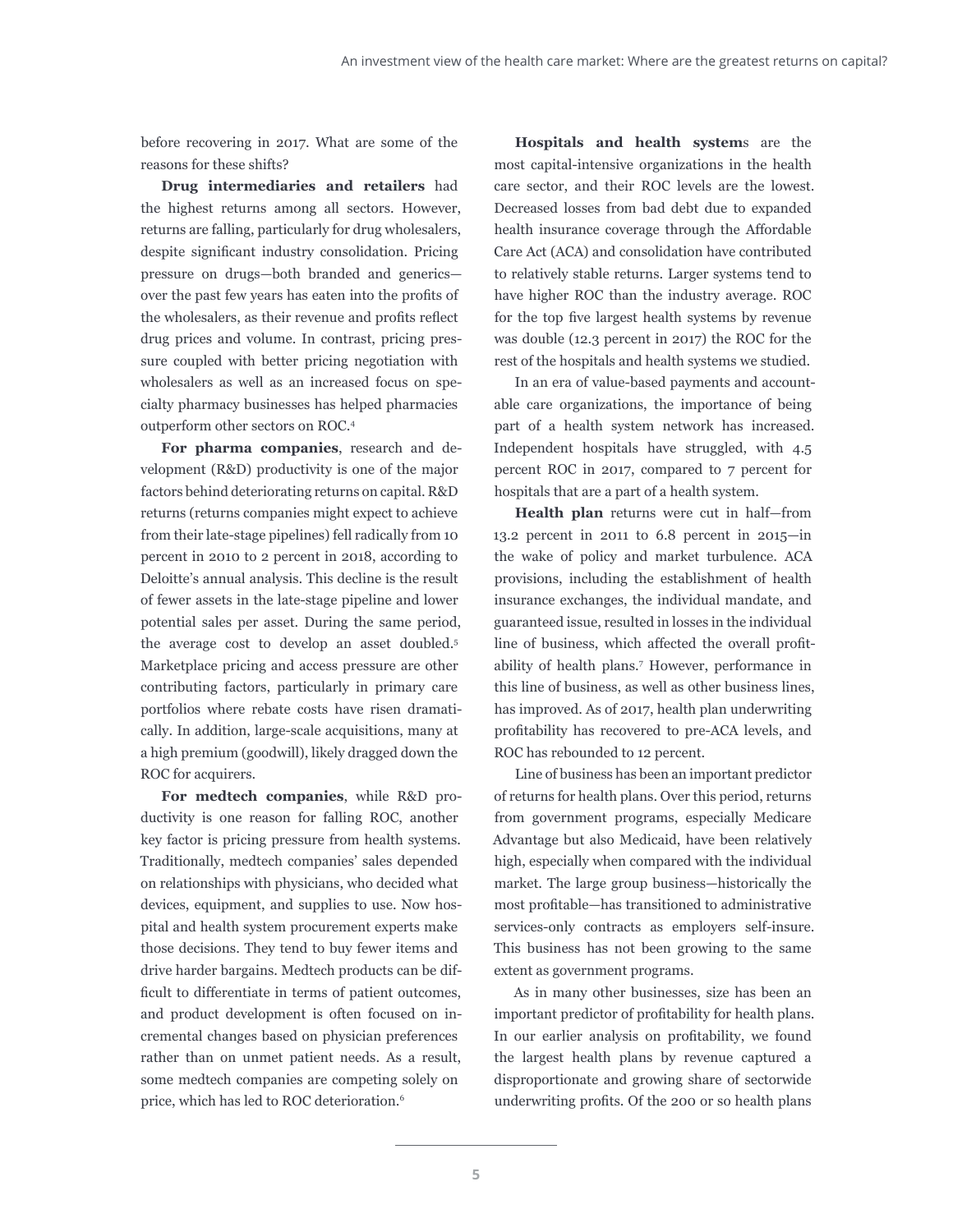before recovering in 2017. What are some of the reasons for these shifts?

**Drug intermediaries and retailers** had the highest returns among all sectors. However, returns are falling, particularly for drug wholesalers, despite significant industry consolidation. Pricing pressure on drugs—both branded and generics—over the past few years has eaten into the profits of the wholesalers, as their revenue and profits reflect drug prices and volume. In contrast, pricing pressure coupled with better pricing negotiation with wholesalers as well as an increased focus on specialty pharmacy businesses has helped pharmacies outperform other sectors on ROC.[4]

**For pharma companies**, research and development (R&D) productivity is one of the major factors behind deteriorating returns on capital. R&D returns (returns companies might expect to achieve from their late-stage pipelines) fell radically from 10 percent in 2010 to 2 percent in 2018, according to Deloitte's annual analysis. This decline is the result of fewer assets in the late-stage pipeline and lower potential sales per asset. During the same period, the average cost to develop an asset doubled.[5] Marketplace pricing and access pressure are other contributing factors, particularly in primary care portfolios where rebate costs have risen dramatically. In addition, large-scale acquisitions, many at a high premium (goodwill), likely dragged down the ROC for acquirers.

**For medtech companies**, while R&D productivity is one reason for falling ROC, another key factor is pricing pressure from health systems. Traditionally, medtech companies' sales depended on relationships with physicians, who decided what devices, equipment, and supplies to use. Now hospital and health system procurement experts make those decisions. They tend to buy fewer items and drive harder bargains. Medtech products can be difficult to differentiate in terms of patient outcomes, and product development is often focused on incremental changes based on physician preferences rather than on unmet patient needs. As a result, some medtech companies are competing solely on price, which has led to ROC deterioration.[6]

**Hospitals and health systems** are the most capital-intensive organizations in the health care sector, and their ROC levels are the lowest. Decreased losses from bad debt due to expanded health insurance coverage through the Affordable Care Act (ACA) and consolidation have contributed to relatively stable returns. Larger systems tend to have higher ROC than the industry average. ROC for the top five largest health systems by revenue was double (12.3 percent in 2017) the ROC for the rest of the hospitals and health systems we studied.

In an era of value-based payments and accountable care organizations, the importance of being part of a health system network has increased. Independent hospitals have struggled, with 4.5 percent ROC in 2017, compared to 7 percent for hospitals that are a part of a health system.

**Health plan** returns were cut in half—from 13.2 percent in 2011 to 6.8 percent in 2015—in the wake of policy and market turbulence. ACA provisions, including the establishment of health insurance exchanges, the individual mandate, and guaranteed issue, resulted in losses in the individual line of business, which affected the overall profitability of health plans.[7] However, performance in this line of business, as well as other business lines, has improved. As of 2017, health plan underwriting profitability has recovered to pre-ACA levels, and ROC has rebounded to 12 percent.

Line of business has been an important predictor of returns for health plans. Over this period, returns from government programs, especially Medicare Advantage but also Medicaid, have been relatively high, especially when compared with the individual market. The large group business—historically the most profitable—has transitioned to administrative services-only contracts as employers self-insure. This business has not been growing to the same extent as government programs.

As in many other businesses, size has been an important predictor of profitability for health plans. In our earlier analysis on profitability, we found the largest health plans by revenue captured a disproportionate and growing share of sectorwide underwriting profits. Of the 200 or so health plans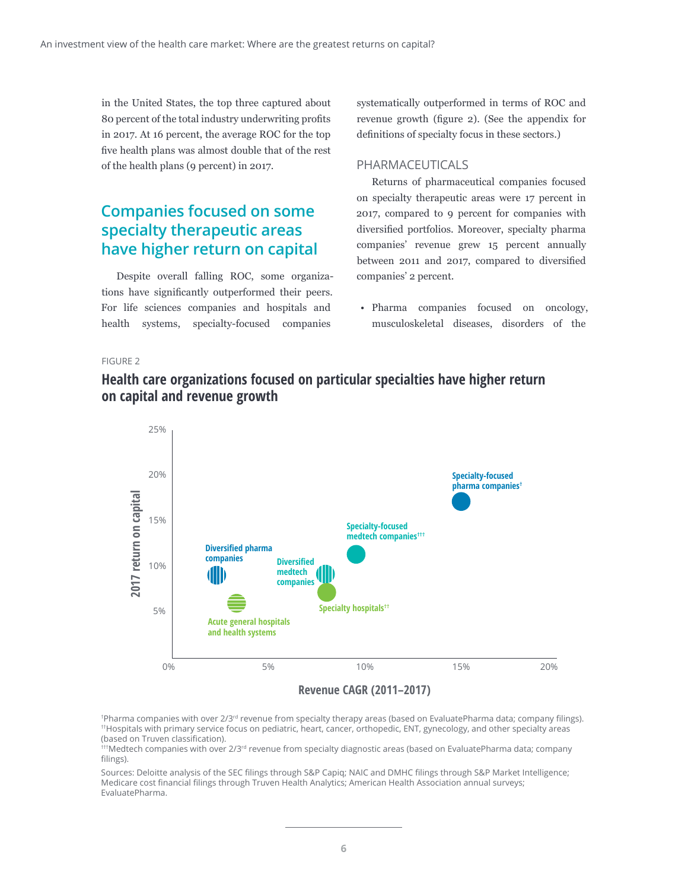in the United States, the top three captured about 80 percent of the total industry underwriting profits in 2017. At 16 percent, the average ROC for the top five health plans was almost double that of the rest of the health plans (9 percent) in 2017.

## Companies focused on some specialty therapeutic areas have higher return on capital

Despite overall falling ROC, some organizations have significantly outperformed their peers. For life sciences companies and hospitals and health systems, specialty-focused companies systematically outperformed in terms of ROC and revenue growth (figure 2). (See the appendix for definitions of specialty focus in these sectors.)

### PHARMACEUTICALS

Returns of pharmaceutical companies focused on specialty therapeutic areas were 17 percent in 2017, compared to 9 percent for companies with diversified portfolios. Moreover, specialty pharma companies' revenue grew 15 percent annually between 2011 and 2017, compared to diversified companies' 2 percent.

- Pharma companies focused on oncology, musculoskeletal diseases, disorders of the

FIGURE 2

**Health care organizations focused on particular specialties have higher return on capital and revenue growth**

2017 return on capital (y-axis, 0%–25%) vs. Revenue CAGR (2011–2017) (x-axis, 0%–20%)

- Specialty-focused pharma companies[†]
- Specialty-focused medtech companies[†††]
- Diversified pharma companies
- Diversified medtech companies
- Specialty hospitals[††]
- Acute general hospitals and health systems

[†]Pharma companies with over 2/3rd revenue from specialty therapy areas (based on EvaluatePharma data; company filings).
[††]Hospitals with primary service focus on pediatric, heart, cancer, orthopedic, ENT, gynecology, and other specialty areas (based on Truven classification).
[†††]Medtech companies with over 2/3rd revenue from specialty diagnostic areas (based on EvaluatePharma data; company filings).

Sources: Deloitte analysis of the SEC filings through S&P Capiq; NAIC and DMHC filings through S&P Market Intelligence; Medicare cost financial filings through Truven Health Analytics; American Health Association annual surveys; EvaluatePharma.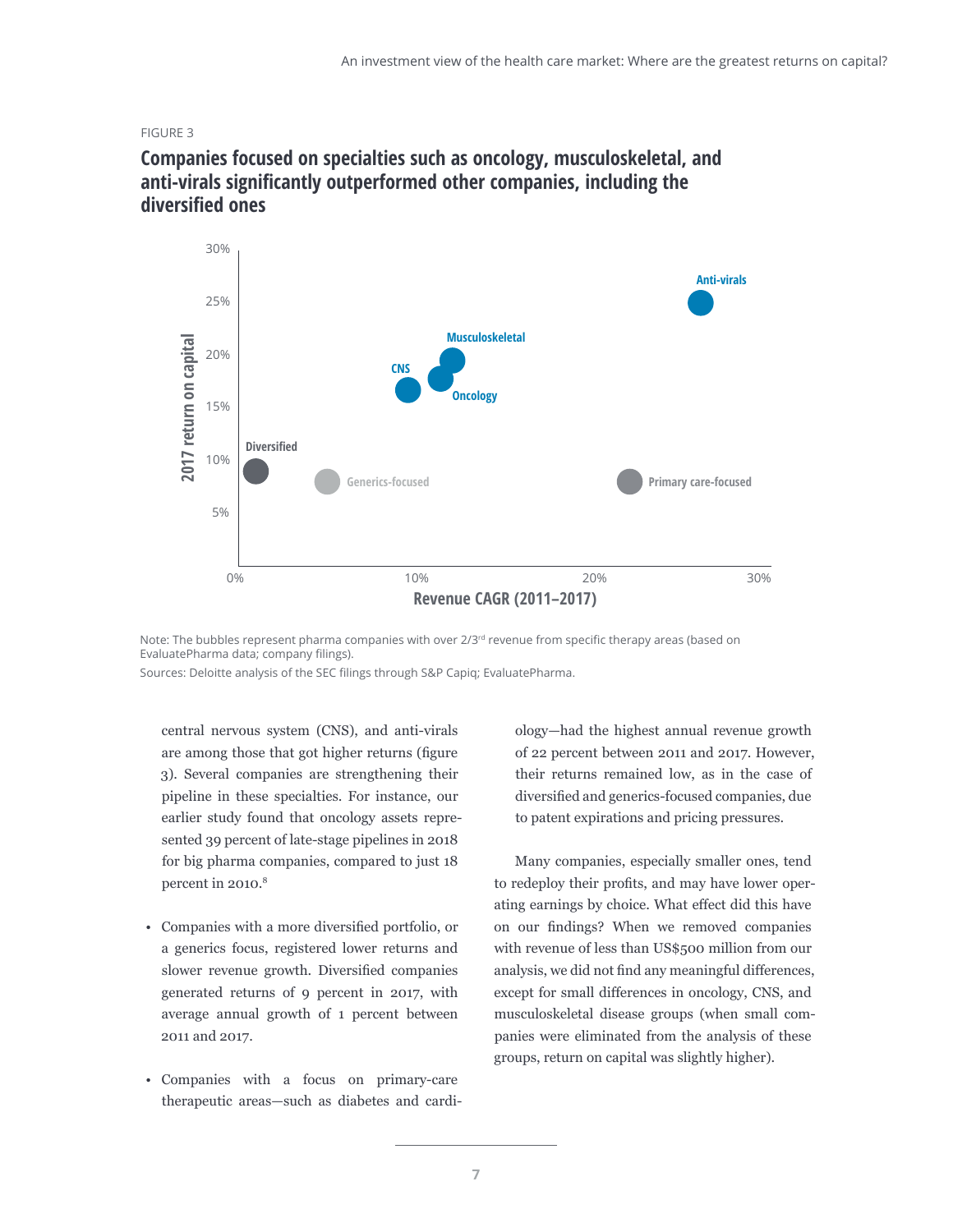FIGURE 3

## Companies focused on specialties such as oncology, musculoskeletal, and anti-virals significantly outperformed other companies, including the diversified ones

Note: The bubbles represent pharma companies with over 2/3rd revenue from specific therapy areas (based on EvaluatePharma data; company filings).

Sources: Deloitte analysis of the SEC filings through S&P Capiq; EvaluatePharma.

central nervous system (CNS), and anti-virals are among those that got higher returns (figure 3). Several companies are strengthening their pipeline in these specialties. For instance, our earlier study found that oncology assets represented 39 percent of late-stage pipelines in 2018 for big pharma companies, compared to just 18 percent in 2010.[8]

- Companies with a more diversified portfolio, or a generics focus, registered lower returns and slower revenue growth. Diversified companies generated returns of 9 percent in 2017, with average annual growth of 1 percent between 2011 and 2017.

- Companies with a focus on primary-care therapeutic areas—such as diabetes and cardiology—had the highest annual revenue growth of 22 percent between 2011 and 2017. However, their returns remained low, as in the case of diversified and generics-focused companies, due to patent expirations and pricing pressures.

Many companies, especially smaller ones, tend to redeploy their profits, and may have lower operating earnings by choice. What effect did this have on our findings? When we removed companies with revenue of less than US$500 million from our analysis, we did not find any meaningful differences, except for small differences in oncology, CNS, and musculoskeletal disease groups (when small companies were eliminated from the analysis of these groups, return on capital was slightly higher).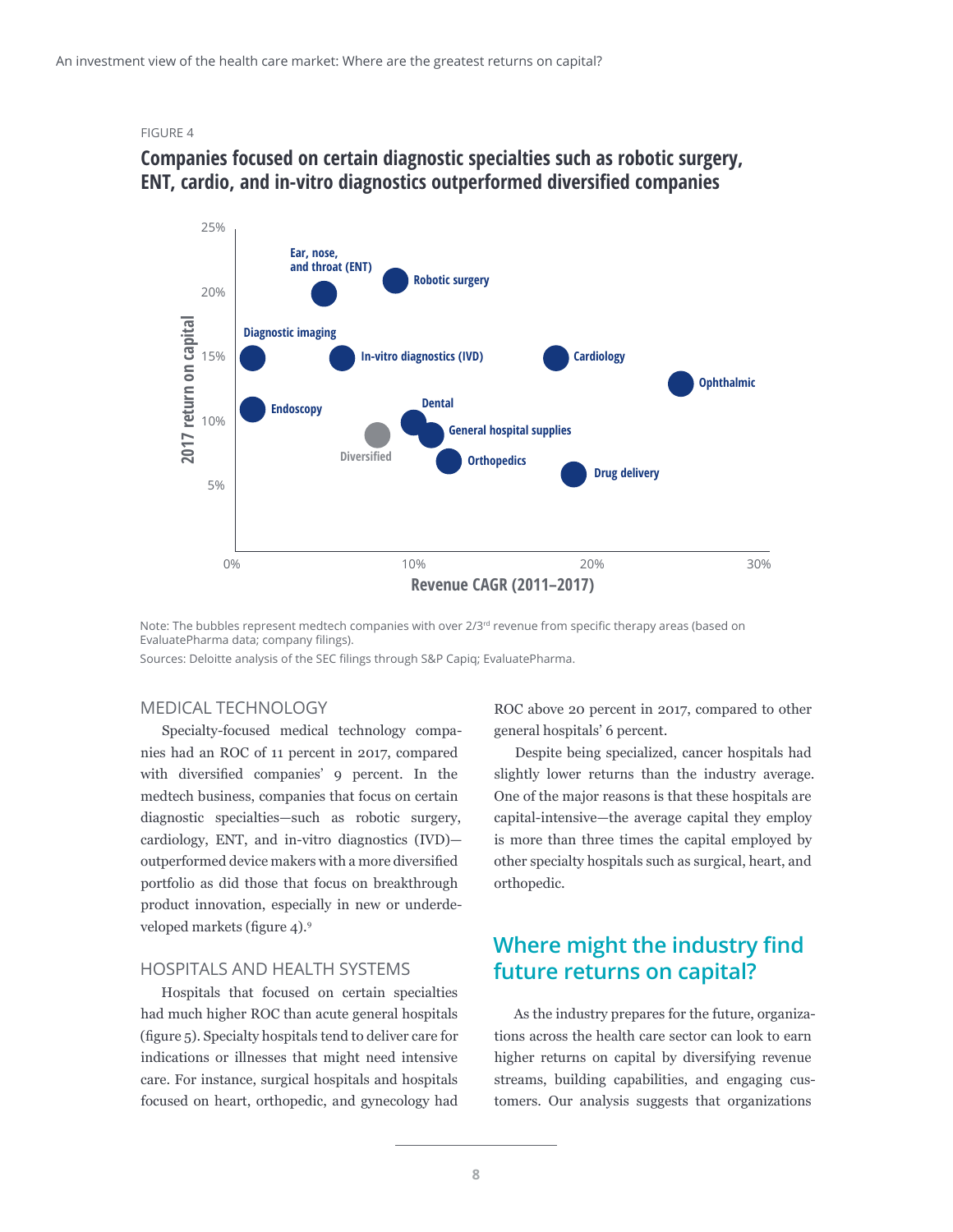FIGURE 4

**Companies focused on certain diagnostic specialties such as robotic surgery, ENT, cardio, and in-vitro diagnostics outperformed diversified companies**

Note: The bubbles represent medtech companies with over 2/3rd revenue from specific therapy areas (based on EvaluatePharma data; company filings).

Sources: Deloitte analysis of the SEC filings through S&P Capiq; EvaluatePharma.

## MEDICAL TECHNOLOGY

Specialty-focused medical technology companies had an ROC of 11 percent in 2017, compared with diversified companies' 9 percent. In the medtech business, companies that focus on certain diagnostic specialties—such as robotic surgery, cardiology, ENT, and in-vitro diagnostics (IVD)—outperformed device makers with a more diversified portfolio as did those that focus on breakthrough product innovation, especially in new or underdeveloped markets (figure 4).[9]

## HOSPITALS AND HEALTH SYSTEMS

Hospitals that focused on certain specialties had much higher ROC than acute general hospitals (figure 5). Specialty hospitals tend to deliver care for indications or illnesses that might need intensive care. For instance, surgical hospitals and hospitals focused on heart, orthopedic, and gynecology had ROC above 20 percent in 2017, compared to other general hospitals' 6 percent.

Despite being specialized, cancer hospitals had slightly lower returns than the industry average. One of the major reasons is that these hospitals are capital-intensive—the average capital they employ is more than three times the capital employed by other specialty hospitals such as surgical, heart, and orthopedic.

# Where might the industry find future returns on capital?

As the industry prepares for the future, organizations across the health care sector can look to earn higher returns on capital by diversifying revenue streams, building capabilities, and engaging customers. Our analysis suggests that organizations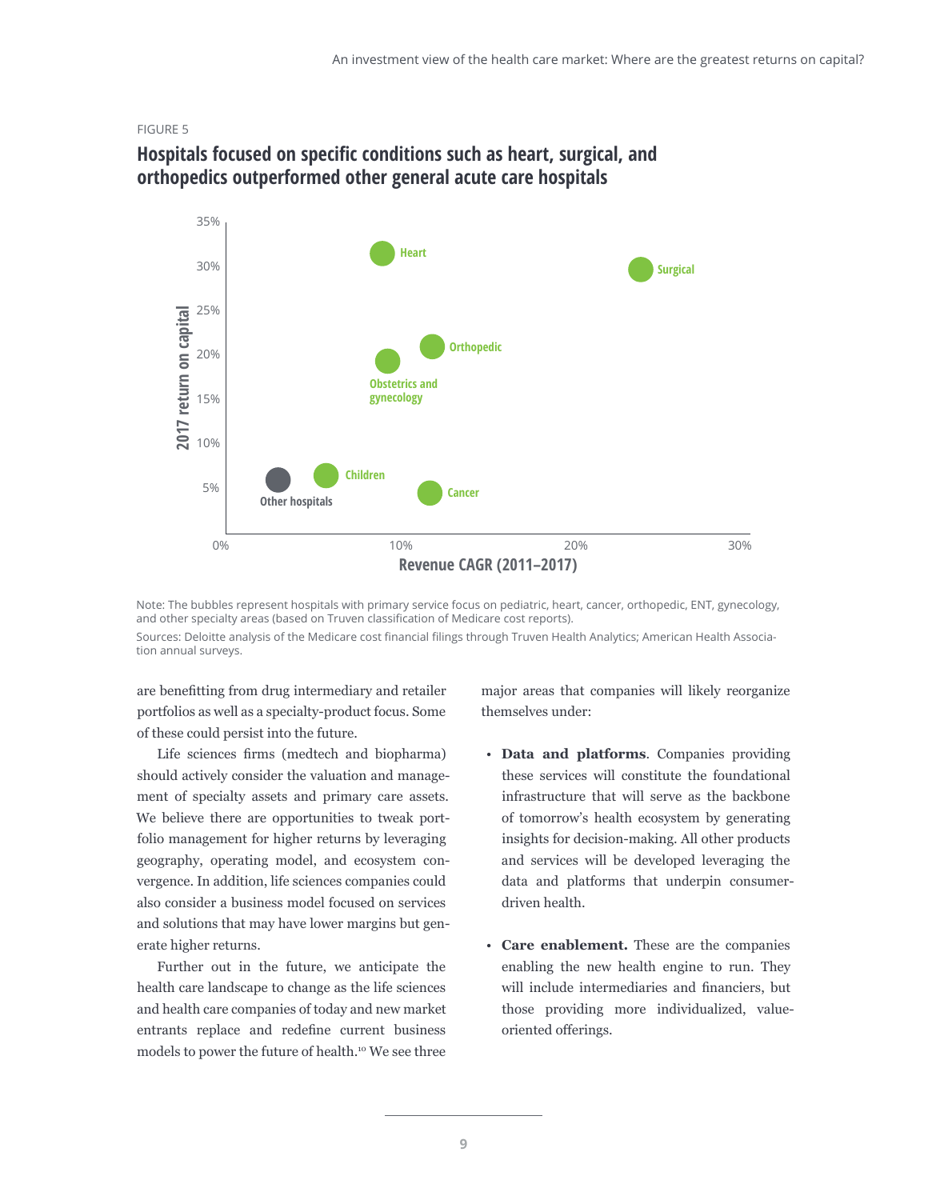FIGURE 5

## Hospitals focused on specific conditions such as heart, surgical, and orthopedics outperformed other general acute care hospitals

Note: The bubbles represent hospitals with primary service focus on pediatric, heart, cancer, orthopedic, ENT, gynecology, and other specialty areas (based on Truven classification of Medicare cost reports).

Sources: Deloitte analysis of the Medicare cost financial filings through Truven Health Analytics; American Health Association annual surveys.

are benefitting from drug intermediary and retailer portfolios as well as a specialty-product focus. Some of these could persist into the future.

Life sciences firms (medtech and biopharma) should actively consider the valuation and management of specialty assets and primary care assets. We believe there are opportunities to tweak portfolio management for higher returns by leveraging geography, operating model, and ecosystem convergence. In addition, life sciences companies could also consider a business model focused on services and solutions that may have lower margins but generate higher returns.

Further out in the future, we anticipate the health care landscape to change as the life sciences and health care companies of today and new market entrants replace and redefine current business models to power the future of health.[10] We see three major areas that companies will likely reorganize themselves under:

- **Data and platforms**. Companies providing these services will constitute the foundational infrastructure that will serve as the backbone of tomorrow's health ecosystem by generating insights for decision-making. All other products and services will be developed leveraging the data and platforms that underpin consumer-driven health.

- **Care enablement.** These are the companies enabling the new health engine to run. They will include intermediaries and financiers, but those providing more individualized, value-oriented offerings.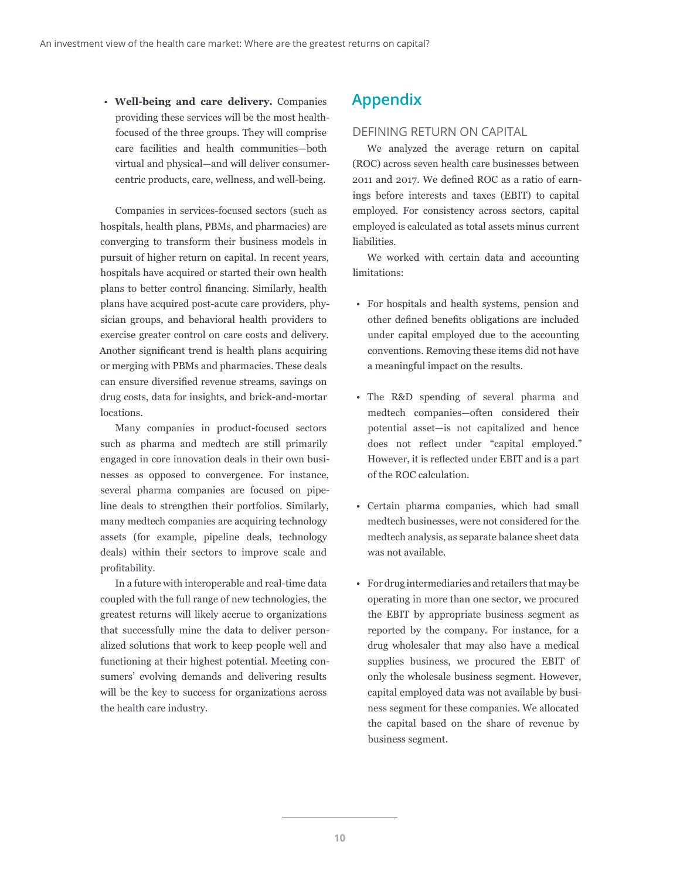- **Well-being and care delivery.** Companies providing these services will be the most health-focused of the three groups. They will comprise care facilities and health communities—both virtual and physical—and will deliver consumer-centric products, care, wellness, and well-being.

Companies in services-focused sectors (such as hospitals, health plans, PBMs, and pharmacies) are converging to transform their business models in pursuit of higher return on capital. In recent years, hospitals have acquired or started their own health plans to better control financing. Similarly, health plans have acquired post-acute care providers, physician groups, and behavioral health providers to exercise greater control on care costs and delivery. Another significant trend is health plans acquiring or merging with PBMs and pharmacies. These deals can ensure diversified revenue streams, savings on drug costs, data for insights, and brick-and-mortar locations.

Many companies in product-focused sectors such as pharma and medtech are still primarily engaged in core innovation deals in their own businesses as opposed to convergence. For instance, several pharma companies are focused on pipeline deals to strengthen their portfolios. Similarly, many medtech companies are acquiring technology assets (for example, pipeline deals, technology deals) within their sectors to improve scale and profitability.

In a future with interoperable and real-time data coupled with the full range of new technologies, the greatest returns will likely accrue to organizations that successfully mine the data to deliver personalized solutions that work to keep people well and functioning at their highest potential. Meeting consumers' evolving demands and delivering results will be the key to success for organizations across the health care industry.

# Appendix

## DEFINING RETURN ON CAPITAL

We analyzed the average return on capital (ROC) across seven health care businesses between 2011 and 2017. We defined ROC as a ratio of earnings before interests and taxes (EBIT) to capital employed. For consistency across sectors, capital employed is calculated as total assets minus current liabilities.

We worked with certain data and accounting limitations:

- For hospitals and health systems, pension and other defined benefits obligations are included under capital employed due to the accounting conventions. Removing these items did not have a meaningful impact on the results.

- The R&D spending of several pharma and medtech companies—often considered their potential asset—is not capitalized and hence does not reflect under "capital employed." However, it is reflected under EBIT and is a part of the ROC calculation.

- Certain pharma companies, which had small medtech businesses, were not considered for the medtech analysis, as separate balance sheet data was not available.

- For drug intermediaries and retailers that may be operating in more than one sector, we procured the EBIT by appropriate business segment as reported by the company. For instance, for a drug wholesaler that may also have a medical supplies business, we procured the EBIT of only the wholesale business segment. However, capital employed data was not available by business segment for these companies. We allocated the capital based on the share of revenue by business segment.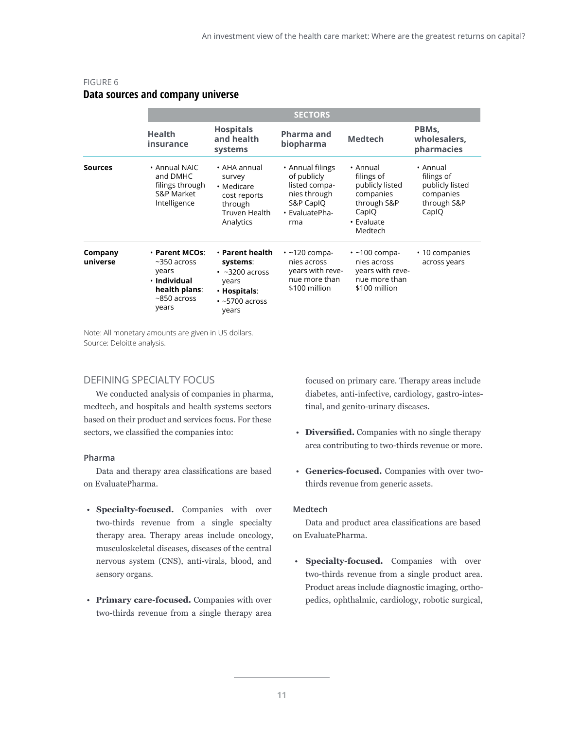FIGURE 6

**Data sources and company universe**

| | SECTORS | | | | |
|---|---|---|---|---|---|
| | **Health insurance** | **Hospitals and health systems** | **Pharma and biopharma** | **Medtech** | **PBMs, wholesalers, pharmacies** |
| **Sources** | • Annual NAIC and DMHC filings through S&P Market Intelligence | • AHA annual survey<br>• Medicare cost reports through Truven Health Analytics | • Annual filings of publicly listed companies through S&P CapIQ<br>• EvaluatePharma | • Annual filings of publicly listed companies through S&P CapIQ<br>• Evaluate Medtech | • Annual filings of publicly listed companies through S&P CapIQ |
| **Company universe** | • **Parent MCOs**: ~350 across years<br>• **Individual health plans**: ~850 across years | • **Parent health systems**:<br>• ~3200 across years<br>• **Hospitals**:<br>• ~5700 across years | • ~120 companies across years with revenue more than $100 million | • ~100 companies across years with revenue more than $100 million | • 10 companies across years |

Note: All monetary amounts are given in US dollars.
Source: Deloitte analysis.

## DEFINING SPECIALTY FOCUS

We conducted analysis of companies in pharma, medtech, and hospitals and health systems sectors based on their product and services focus. For these sectors, we classified the companies into:

### Pharma

Data and therapy area classifications are based on EvaluatePharma.

- **Specialty-focused.** Companies with over two-thirds revenue from a single specialty therapy area. Therapy areas include oncology, musculoskeletal diseases, diseases of the central nervous system (CNS), anti-virals, blood, and sensory organs.
- **Primary care-focused.** Companies with over two-thirds revenue from a single therapy area focused on primary care. Therapy areas include diabetes, anti-infective, cardiology, gastro-intestinal, and genito-urinary diseases.
- **Diversified.** Companies with no single therapy area contributing to two-thirds revenue or more.
- **Generics-focused.** Companies with over two-thirds revenue from generic assets.

### Medtech

Data and product area classifications are based on EvaluatePharma.

- **Specialty-focused.** Companies with over two-thirds revenue from a single product area. Product areas include diagnostic imaging, orthopedics, ophthalmic, cardiology, robotic surgical,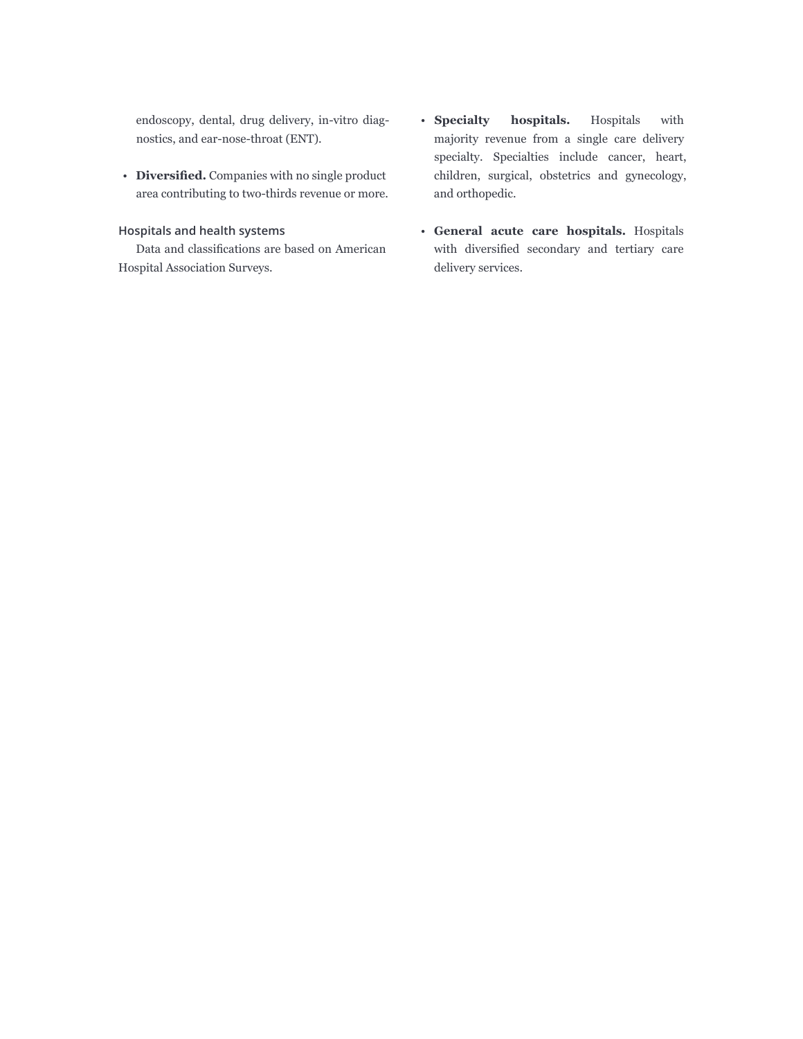endoscopy, dental, drug delivery, in-vitro diagnostics, and ear-nose-throat (ENT).

- **Diversified.** Companies with no single product area contributing to two-thirds revenue or more.

### Hospitals and health systems

Data and classifications are based on American Hospital Association Surveys.

- **Specialty hospitals.** Hospitals with majority revenue from a single care delivery specialty. Specialties include cancer, heart, children, surgical, obstetrics and gynecology, and orthopedic.

- **General acute care hospitals.** Hospitals with diversified secondary and tertiary care delivery services.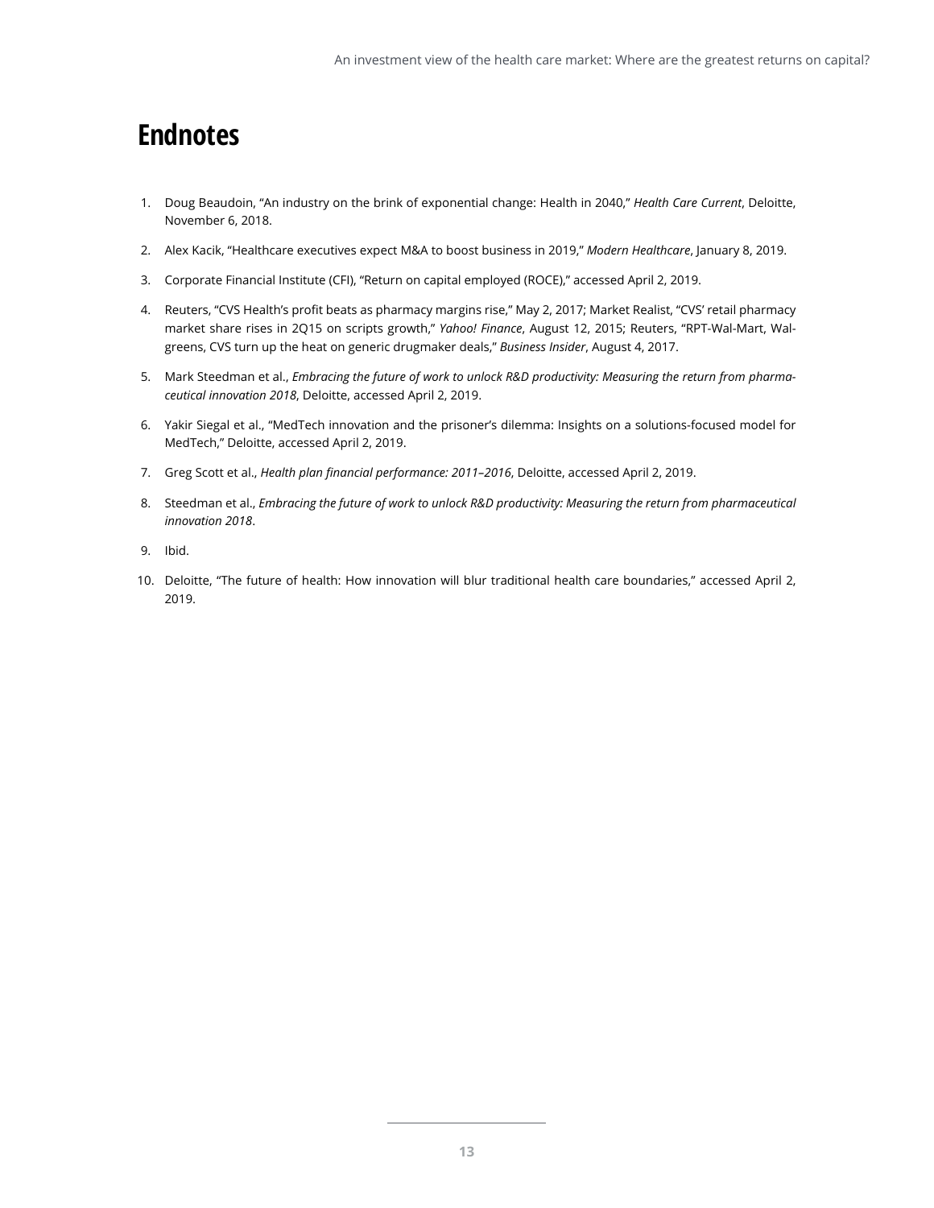# Endnotes

1. Doug Beaudoin, "An industry on the brink of exponential change: Health in 2040," *Health Care Current*, Deloitte, November 6, 2018.
2. Alex Kacik, "Healthcare executives expect M&A to boost business in 2019," *Modern Healthcare*, January 8, 2019.
3. Corporate Financial Institute (CFI), "Return on capital employed (ROCE)," accessed April 2, 2019.
4. Reuters, "CVS Health's profit beats as pharmacy margins rise," May 2, 2017; Market Realist, "CVS' retail pharmacy market share rises in 2Q15 on scripts growth," *Yahoo! Finance*, August 12, 2015; Reuters, "RPT-Wal-Mart, Walgreens, CVS turn up the heat on generic drugmaker deals," *Business Insider*, August 4, 2017.
5. Mark Steedman et al., *Embracing the future of work to unlock R&D productivity: Measuring the return from pharmaceutical innovation 2018*, Deloitte, accessed April 2, 2019.
6. Yakir Siegal et al., "MedTech innovation and the prisoner's dilemma: Insights on a solutions-focused model for MedTech," Deloitte, accessed April 2, 2019.
7. Greg Scott et al., *Health plan financial performance: 2011–2016*, Deloitte, accessed April 2, 2019.
8. Steedman et al., *Embracing the future of work to unlock R&D productivity: Measuring the return from pharmaceutical innovation 2018*.
9. Ibid.
10. Deloitte, "The future of health: How innovation will blur traditional health care boundaries," accessed April 2, 2019.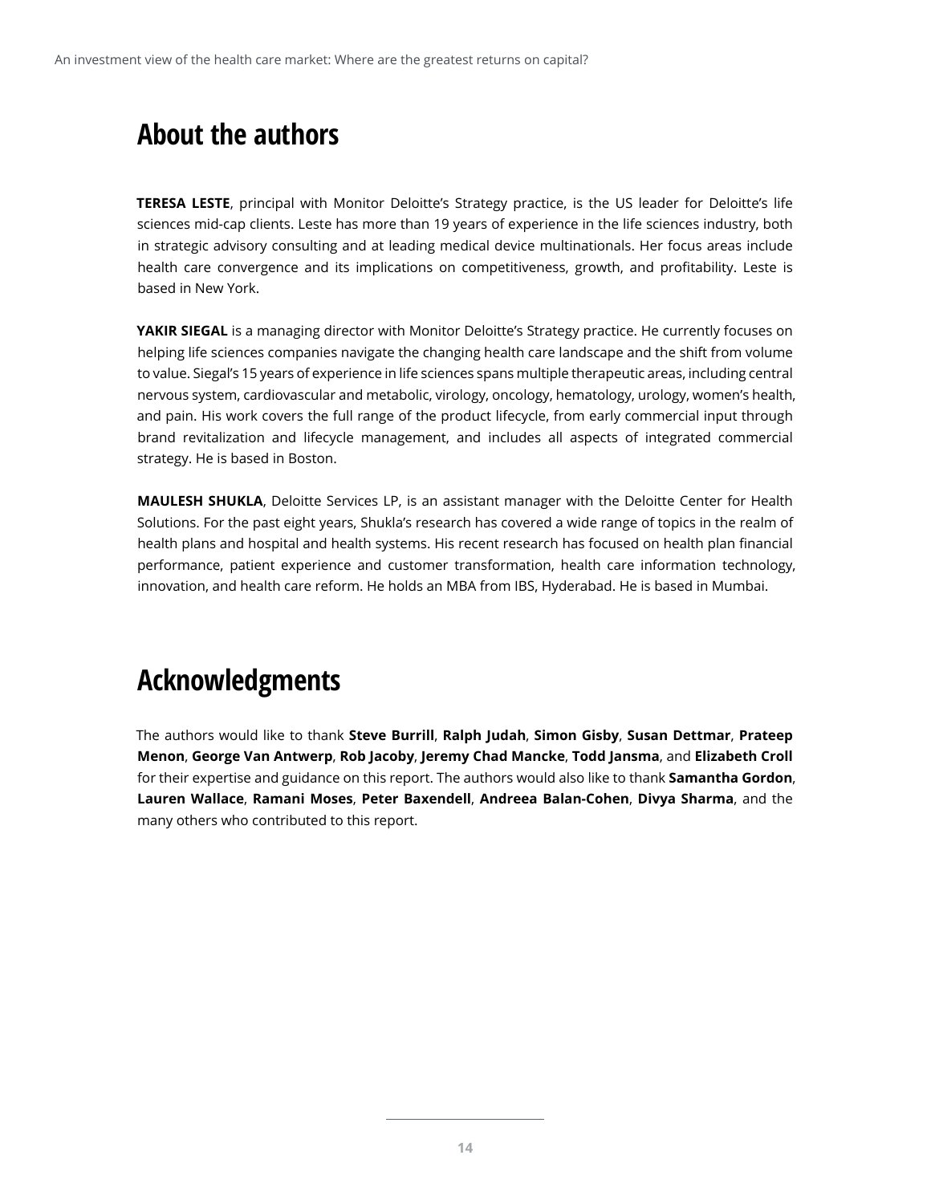## About the authors

**TERESA LESTE**, principal with Monitor Deloitte's Strategy practice, is the US leader for Deloitte's life sciences mid-cap clients. Leste has more than 19 years of experience in the life sciences industry, both in strategic advisory consulting and at leading medical device multinationals. Her focus areas include health care convergence and its implications on competitiveness, growth, and profitability. Leste is based in New York.

**YAKIR SIEGAL** is a managing director with Monitor Deloitte's Strategy practice. He currently focuses on helping life sciences companies navigate the changing health care landscape and the shift from volume to value. Siegal's 15 years of experience in life sciences spans multiple therapeutic areas, including central nervous system, cardiovascular and metabolic, virology, oncology, hematology, urology, women's health, and pain. His work covers the full range of the product lifecycle, from early commercial input through brand revitalization and lifecycle management, and includes all aspects of integrated commercial strategy. He is based in Boston.

**MAULESH SHUKLA**, Deloitte Services LP, is an assistant manager with the Deloitte Center for Health Solutions. For the past eight years, Shukla's research has covered a wide range of topics in the realm of health plans and hospital and health systems. His recent research has focused on health plan financial performance, patient experience and customer transformation, health care information technology, innovation, and health care reform. He holds an MBA from IBS, Hyderabad. He is based in Mumbai.

## Acknowledgments

The authors would like to thank **Steve Burrill**, **Ralph Judah**, **Simon Gisby**, **Susan Dettmar**, **Prateep Menon**, **George Van Antwerp**, **Rob Jacoby**, **Jeremy Chad Mancke**, **Todd Jansma**, and **Elizabeth Croll** for their expertise and guidance on this report. The authors would also like to thank **Samantha Gordon**, **Lauren Wallace**, **Ramani Moses**, **Peter Baxendell**, **Andreea Balan-Cohen**, **Divya Sharma**, and the many others who contributed to this report.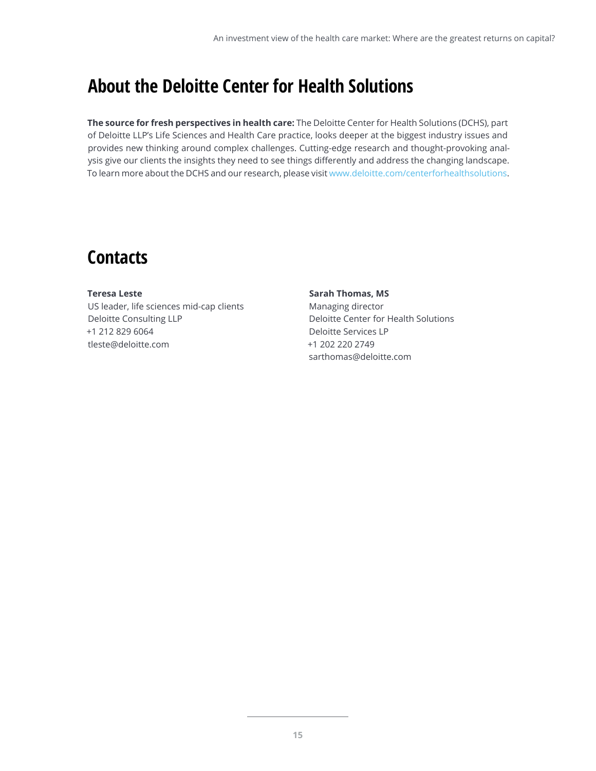## About the Deloitte Center for Health Solutions

**The source for fresh perspectives in health care:** The Deloitte Center for Health Solutions (DCHS), part of Deloitte LLP's Life Sciences and Health Care practice, looks deeper at the biggest industry issues and provides new thinking around complex challenges. Cutting-edge research and thought-provoking analysis give our clients the insights they need to see things differently and address the changing landscape. To learn more about the DCHS and our research, please visit www.deloitte.com/centerforhealthsolutions.

## Contacts

**Teresa Leste**
US leader, life sciences mid-cap clients
Deloitte Consulting LLP
+1 212 829 6064
tleste@deloitte.com

**Sarah Thomas, MS**
Managing director
Deloitte Center for Health Solutions
Deloitte Services LP
+1 202 220 2749
sarthomas@deloitte.com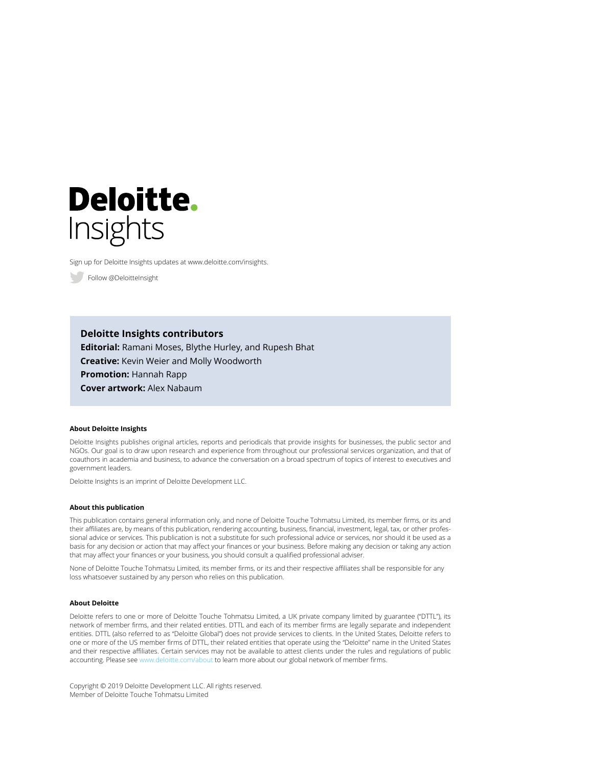# Deloitte. Insights

Sign up for Deloitte Insights updates at www.deloitte.com/insights.

Follow @DeloitteInsight

## Deloitte Insights contributors

**Editorial:** Ramani Moses, Blythe Hurley, and Rupesh Bhat
**Creative:** Kevin Weier and Molly Woodworth
**Promotion:** Hannah Rapp
**Cover artwork:** Alex Nabaum

### About Deloitte Insights

Deloitte Insights publishes original articles, reports and periodicals that provide insights for businesses, the public sector and NGOs. Our goal is to draw upon research and experience from throughout our professional services organization, and that of coauthors in academia and business, to advance the conversation on a broad spectrum of topics of interest to executives and government leaders.

Deloitte Insights is an imprint of Deloitte Development LLC.

### About this publication

This publication contains general information only, and none of Deloitte Touche Tohmatsu Limited, its member firms, or its and their affiliates are, by means of this publication, rendering accounting, business, financial, investment, legal, tax, or other professional advice or services. This publication is not a substitute for such professional advice or services, nor should it be used as a basis for any decision or action that may affect your finances or your business. Before making any decision or taking any action that may affect your finances or your business, you should consult a qualified professional adviser.

None of Deloitte Touche Tohmatsu Limited, its member firms, or its and their respective affiliates shall be responsible for any loss whatsoever sustained by any person who relies on this publication.

### About Deloitte

Deloitte refers to one or more of Deloitte Touche Tohmatsu Limited, a UK private company limited by guarantee ("DTTL"), its network of member firms, and their related entities. DTTL and each of its member firms are legally separate and independent entities. DTTL (also referred to as "Deloitte Global") does not provide services to clients. In the United States, Deloitte refers to one or more of the US member firms of DTTL, their related entities that operate using the "Deloitte" name in the United States and their respective affiliates. Certain services may not be available to attest clients under the rules and regulations of public accounting. Please see www.deloitte.com/about to learn more about our global network of member firms.

Copyright © 2019 Deloitte Development LLC. All rights reserved.
Member of Deloitte Touche Tohmatsu Limited